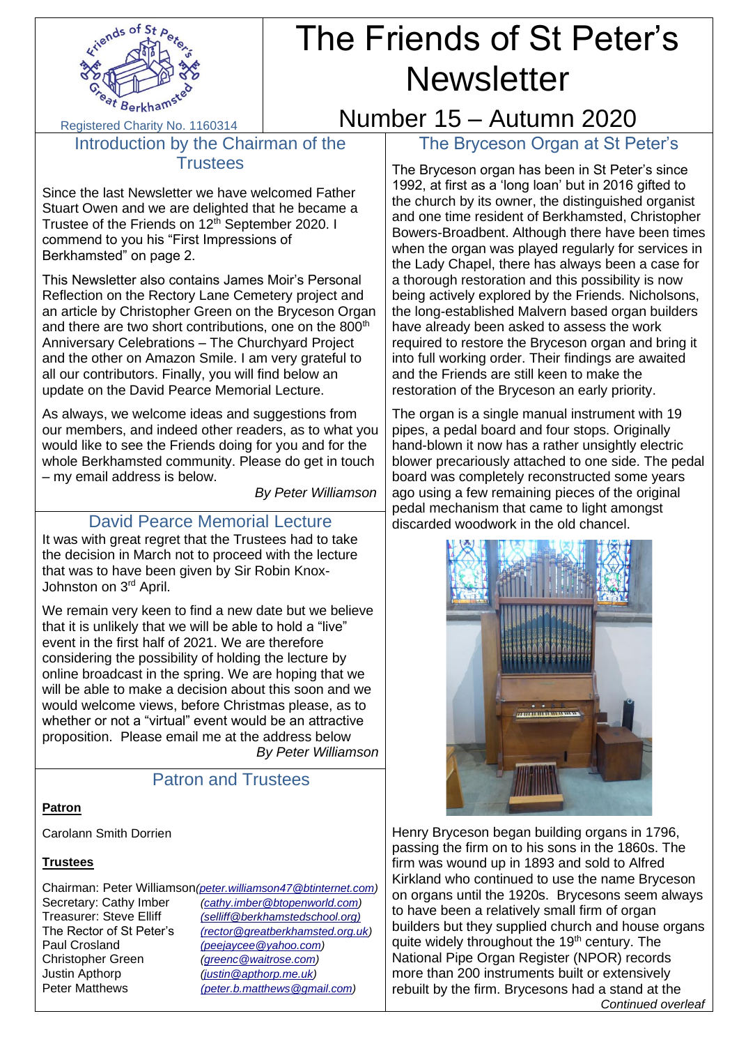# The Friends of St Peter's Newsletter

## Number 15 – Autumn 2020

Registered Charity No. 1160314

## Introduction by the Chairman of the Trustees

Since the last Newsletter we have welcomed Father Stuart Owen and we are delighted that he became a Trustee of the Friends on 12th September 2020. I commend to you his "First Impressions of Berkhamsted" on page 2.

This Newsletter also contains James Moir's Personal Reflection on the Rectory Lane Cemetery project and an article by Christopher Green on the Bryceson Organ and there are two short contributions, one on the 800th Anniversary Celebrations – The Churchyard Project and the other on Amazon Smile. I am very grateful to all our contributors. Finally, you will find below an update on the David Pearce Memorial Lecture.

As always, we welcome ideas and suggestions from our members, and indeed other readers, as to what you would like to see the Friends doing for you and for the whole Berkhamsted community. Please do get in touch – my email address is below.

*By Peter Williamson*

## David Pearce Memorial Lecture

It was with great regret that the Trustees had to take the decision in March not to proceed with the lecture that was to have been given by Sir Robin Knox-Johnston on 3rd April.

We remain very keen to find a new date but we believe that it is unlikely that we will be able to hold a "live" event in the first half of 2021. We are therefore considering the possibility of holding the lecture by online broadcast in the spring. We are hoping that we will be able to make a decision about this soon and we would welcome views, before Christmas please, as to whether or not a "virtual" event would be an attractive proposition. Please email me at the address below

*By Peter Williamson*

## Patron and Trustees

**Patron**

Carolann Smith Dorrien

**Trustees**

| | |
|---|---|
| Chairman: Peter Williamson | *(peter.williamson47@btinternet.com)* |
| Secretary: Cathy Imber | *(cathy.imber@btopenworld.com)* |
| Treasurer: Steve Elliff | *(selliff@berkhamstedschool.org)* |
| The Rector of St Peter's | *(rector@greatberkhamsted.org.uk)* |
| Paul Crosland | *(peejaycee@yahoo.com)* |
| Christopher Green | *(greenc@waitrose.com)* |
| Justin Apthorp | *(justin@apthorp.me.uk)* |
| Peter Matthews | *(peter.b.matthews@gmail.com)* |

## The Bryceson Organ at St Peter's

The Bryceson organ has been in St Peter's since 1992, at first as a 'long loan' but in 2016 gifted to the church by its owner, the distinguished organist and one time resident of Berkhamsted, Christopher Bowers-Broadbent. Although there have been times when the organ was played regularly for services in the Lady Chapel, there has always been a case for a thorough restoration and this possibility is now being actively explored by the Friends. Nicholsons, the long-established Malvern based organ builders have already been asked to assess the work required to restore the Bryceson organ and bring it into full working order. Their findings are awaited and the Friends are still keen to make the restoration of the Bryceson an early priority.

The organ is a single manual instrument with 19 pipes, a pedal board and four stops. Originally hand-blown it now has a rather unsightly electric blower precariously attached to one side. The pedal board was completely reconstructed some years ago using a few remaining pieces of the original pedal mechanism that came to light amongst discarded woodwork in the old chancel.

Henry Bryceson began building organs in 1796, passing the firm on to his sons in the 1860s. The firm was wound up in 1893 and sold to Alfred Kirkland who continued to use the name Bryceson on organs until the 1920s. Brycesons seem always to have been a relatively small firm of organ builders but they supplied church and house organs quite widely throughout the 19th century. The National Pipe Organ Register (NPOR) records more than 200 instruments built or extensively rebuilt by the firm. Brycesons had a stand at the

*Continued overleaf*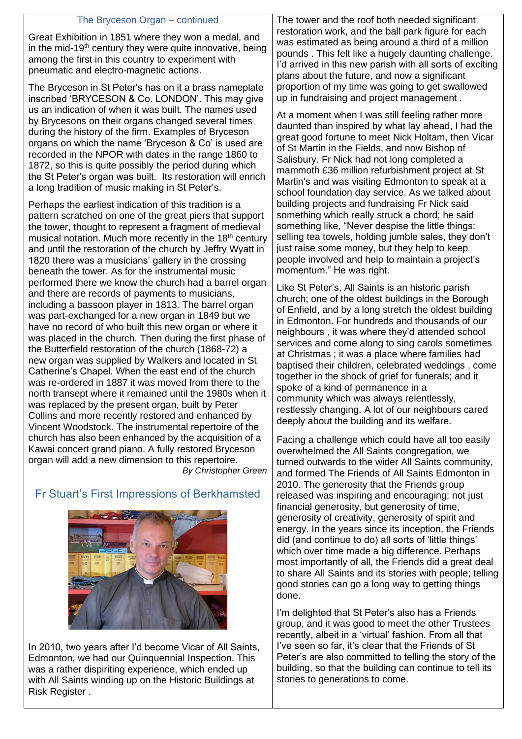### The Bryceson Organ – continued

Great Exhibition in 1851 where they won a medal, and in the mid-19th century they were quite innovative, being among the first in this country to experiment with pneumatic and electro-magnetic actions.

The Bryceson in St Peter's has on it a brass nameplate inscribed 'BRYCESON & Co. LONDON'. This may give us an indication of when it was built. The names used by Brycesons on their organs changed several times during the history of the firm. Examples of Bryceson organs on which the name 'Bryceson & Co' is used are recorded in the NPOR with dates in the range 1860 to 1872, so this is quite possibly the period during which the St Peter's organ was built. Its restoration will enrich a long tradition of music making in St Peter's.

Perhaps the earliest indication of this tradition is a pattern scratched on one of the great piers that support the tower, thought to represent a fragment of medieval musical notation. Much more recently in the 18th century and until the restoration of the church by Jeffry Wyatt in 1820 there was a musicians' gallery in the crossing beneath the tower. As for the instrumental music performed there we know the church had a barrel organ and there are records of payments to musicians, including a bassoon player in 1813. The barrel organ was part-exchanged for a new organ in 1849 but we have no record of who built this new organ or where it was placed in the church. Then during the first phase of the Butterfield restoration of the church (1868-72) a new organ was supplied by Walkers and located in St Catherine's Chapel. When the east end of the church was re-ordered in 1887 it was moved from there to the north transept where it remained until the 1980s when it was replaced by the present organ, built by Peter Collins and more recently restored and enhanced by Vincent Woodstock. The instrumental repertoire of the church has also been enhanced by the acquisition of a Kawai concert grand piano. A fully restored Bryceson organ will add a new dimension to this repertoire.

*By Christopher Green*

## Fr Stuart's First Impressions of Berkhamsted

In 2010, two years after I'd become Vicar of All Saints, Edmonton, we had our Quinquennial Inspection. This was a rather dispiriting experience, which ended up with All Saints winding up on the Historic Buildings at Risk Register .

The tower and the roof both needed significant restoration work, and the ball park figure for each was estimated as being around a third of a million pounds . This felt like a hugely daunting challenge. I'd arrived in this new parish with all sorts of exciting plans about the future, and now a significant proportion of my time was going to get swallowed up in fundraising and project management .

At a moment when I was still feeling rather more daunted than inspired by what lay ahead, I had the great good fortune to meet Nick Holtam, then Vicar of St Martin in the Fields, and now Bishop of Salisbury. Fr Nick had not long completed a mammoth £36 million refurbishment project at St Martin's and was visiting Edmonton to speak at a school foundation day service. As we talked about building projects and fundraising Fr Nick said something which really struck a chord; he said something like, "Never despise the little things: selling tea towels, holding jumble sales, they don't just raise some money, but they help to keep people involved and help to maintain a project's momentum." He was right.

Like St Peter's, All Saints is an historic parish church; one of the oldest buildings in the Borough of Enfield, and by a long stretch the oldest building in Edmonton. For hundreds and thousands of our neighbours , it was where they'd attended school services and come along to sing carols sometimes at Christmas ; it was a place where families had baptised their children, celebrated weddings , come together in the shock of grief for funerals; and it spoke of a kind of permanence in a community which was always relentlessly, restlessly changing. A lot of our neighbours cared deeply about the building and its welfare.

Facing a challenge which could have all too easily overwhelmed the All Saints congregation, we turned outwards to the wider All Saints community, and formed The Friends of All Saints Edmonton in 2010. The generosity that the Friends group released was inspiring and encouraging; not just financial generosity, but generosity of time, generosity of creativity, generosity of spirit and energy. In the years since its inception, the Friends did (and continue to do) all sorts of 'little things' which over time made a big difference. Perhaps most importantly of all, the Friends did a great deal to share All Saints and its stories with people; telling good stories can go a long way to getting things done.

I'm delighted that St Peter's also has a Friends group, and it was good to meet the other Trustees recently, albeit in a 'virtual' fashion. From all that I've seen so far, it's clear that the Friends of St Peter's are also committed to telling the story of the building, so that the building can continue to tell its stories to generations to come.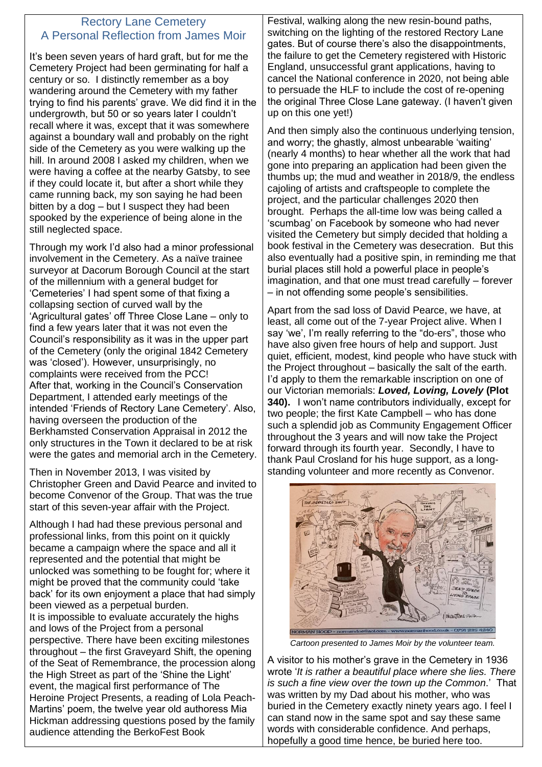## Rectory Lane Cemetery
## A Personal Reflection from James Moir

It's been seven years of hard graft, but for me the Cemetery Project had been germinating for half a century or so. I distinctly remember as a boy wandering around the Cemetery with my father trying to find his parents' grave. We did find it in the undergrowth, but 50 or so years later I couldn't recall where it was, except that it was somewhere against a boundary wall and probably on the right side of the Cemetery as you were walking up the hill. In around 2008 I asked my children, when we were having a coffee at the nearby Gatsby, to see if they could locate it, but after a short while they came running back, my son saying he had been bitten by a dog – but I suspect they had been spooked by the experience of being alone in the still neglected space.

Through my work I'd also had a minor professional involvement in the Cemetery. As a naïve trainee surveyor at Dacorum Borough Council at the start of the millennium with a general budget for 'Cemeteries' I had spent some of that fixing a collapsing section of curved wall by the 'Agricultural gates' off Three Close Lane – only to find a few years later that it was not even the Council's responsibility as it was in the upper part of the Cemetery (only the original 1842 Cemetery was 'closed'). However, unsurprisingly, no complaints were received from the PCC!
After that, working in the Council's Conservation Department, I attended early meetings of the intended 'Friends of Rectory Lane Cemetery'. Also, having overseen the production of the Berkhamsted Conservation Appraisal in 2012 the only structures in the Town it declared to be at risk were the gates and memorial arch in the Cemetery.

Then in November 2013, I was visited by Christopher Green and David Pearce and invited to become Convenor of the Group. That was the true start of this seven-year affair with the Project.

Although I had had these previous personal and professional links, from this point on it quickly became a campaign where the space and all it represented and the potential that might be unlocked was something to be fought for; where it might be proved that the community could 'take back' for its own enjoyment a place that had simply been viewed as a perpetual burden.
It is impossible to evaluate accurately the highs and lows of the Project from a personal perspective. There have been exciting milestones throughout – the first Graveyard Shift, the opening of the Seat of Remembrance, the procession along the High Street as part of the 'Shine the Light' event, the magical first performance of The Heroine Project Presents, a reading of Lola Peach-Martins' poem, the twelve year old authoress Mia Hickman addressing questions posed by the family audience attending the BerkoFest Book Festival, walking along the new resin-bound paths, switching on the lighting of the restored Rectory Lane gates. But of course there's also the disappointments, the failure to get the Cemetery registered with Historic England, unsuccessful grant applications, having to cancel the National conference in 2020, not being able to persuade the HLF to include the cost of re-opening the original Three Close Lane gateway. (I haven't given up on this one yet!)

And then simply also the continuous underlying tension, and worry; the ghastly, almost unbearable 'waiting' (nearly 4 months) to hear whether all the work that had gone into preparing an application had been given the thumbs up; the mud and weather in 2018/9, the endless cajoling of artists and craftspeople to complete the project, and the particular challenges 2020 then brought. Perhaps the all-time low was being called a 'scumbag' on Facebook by someone who had never visited the Cemetery but simply decided that holding a book festival in the Cemetery was desecration. But this also eventually had a positive spin, in reminding me that burial places still hold a powerful place in people's imagination, and that one must tread carefully – forever – in not offending some people's sensibilities.

Apart from the sad loss of David Pearce, we have, at least, all come out of the 7-year Project alive. When I say 'we', I'm really referring to the "do-ers", those who have also given free hours of help and support. Just quiet, efficient, modest, kind people who have stuck with the Project throughout – basically the salt of the earth. I'd apply to them the remarkable inscription on one of our Victorian memorials: ***Loved, Loving, Lovely*** **(Plot 340).** I won't name contributors individually, except for two people; the first Kate Campbell – who has done such a splendid job as Community Engagement Officer throughout the 3 years and will now take the Project forward through its fourth year. Secondly, I have to thank Paul Crosland for his huge support, as a long-standing volunteer and more recently as Convenor.

*Cartoon presented to James Moir by the volunteer team.*

A visitor to his mother's grave in the Cemetery in 1936 wrote '*It is rather a beautiful place where she lies. There is such a fine view over the town up the Common*.' That was written by my Dad about his mother, who was buried in the Cemetery exactly ninety years ago. I feel I can stand now in the same spot and say these same words with considerable confidence. And perhaps, hopefully a good time hence, be buried here too.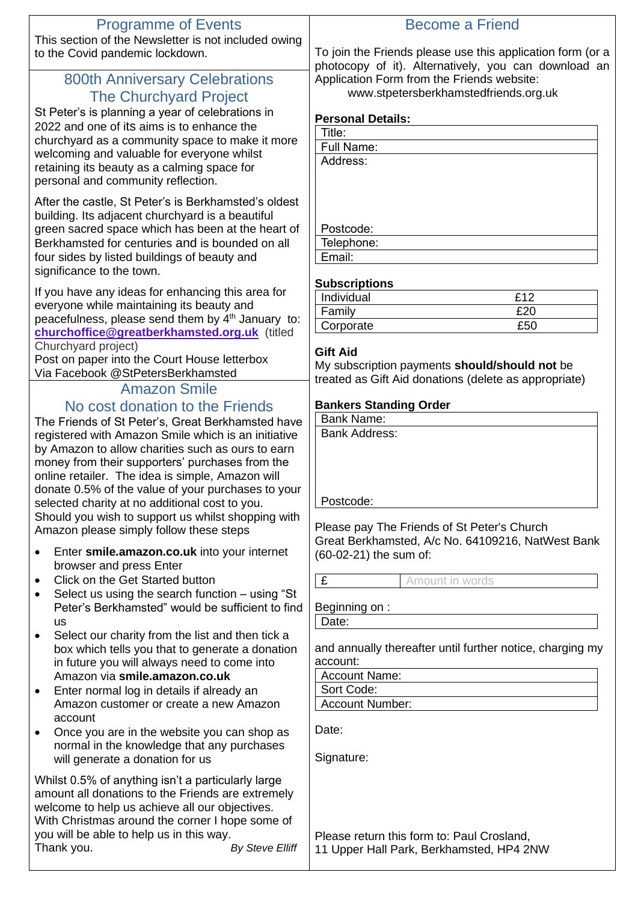## Programme of Events

This section of the Newsletter is not included owing to the Covid pandemic lockdown.

## 800th Anniversary Celebrations
## The Churchyard Project

St Peter's is planning a year of celebrations in 2022 and one of its aims is to enhance the churchyard as a community space to make it more welcoming and valuable for everyone whilst retaining its beauty as a calming space for personal and community reflection.

After the castle, St Peter's is Berkhamsted's oldest building. Its adjacent churchyard is a beautiful green sacred space which has been at the heart of Berkhamsted for centuries and is bounded on all four sides by listed buildings of beauty and significance to the town.

If you have any ideas for enhancing this area for everyone while maintaining its beauty and peacefulness, please send them by 4th January to: **churchoffice@greatberkhamsted.org.uk** (titled Churchyard project)
Post on paper into the Court House letterbox
Via Facebook @StPetersBerkhamsted

## Amazon Smile
## No cost donation to the Friends

The Friends of St Peter's, Great Berkhamsted have registered with Amazon Smile which is an initiative by Amazon to allow charities such as ours to earn money from their supporters' purchases from the online retailer. The idea is simple, Amazon will donate 0.5% of the value of your purchases to your selected charity at no additional cost to you. Should you wish to support us whilst shopping with Amazon please simply follow these steps

- Enter **smile.amazon.co.uk** into your internet browser and press Enter
- Click on the Get Started button
- Select us using the search function – using "St Peter's Berkhamsted" would be sufficient to find us
- Select our charity from the list and then tick a box which tells you that to generate a donation in future you will always need to come into Amazon via **smile.amazon.co.uk**
- Enter normal log in details if already an Amazon customer or create a new Amazon account
- Once you are in the website you can shop as normal in the knowledge that any purchases will generate a donation for us

Whilst 0.5% of anything isn't a particularly large amount all donations to the Friends are extremely welcome to help us achieve all our objectives. With Christmas around the corner I hope some of you will be able to help us in this way.
Thank you.

*By Steve Elliff*

## Become a Friend

To join the Friends please use this application form (or a photocopy of it). Alternatively, you can download an Application Form from the Friends website:
www.stpetersberkhamstedfriends.org.uk

**Personal Details:**

| |
|---|
| Title: |
| Full Name: |
| Address: |
| Postcode: |
| Telephone: |
| Email: |

**Subscriptions**

| | |
|---|---|
| Individual | £12 |
| Family | £20 |
| Corporate | £50 |

**Gift Aid**
My subscription payments **should/should not** be treated as Gift Aid donations (delete as appropriate)

**Bankers Standing Order**

| |
|---|
| Bank Name: |
| Bank Address: |
| Postcode: |

Please pay The Friends of St Peter's Church Great Berkhamsted, A/c No. 64109216, NatWest Bank (60-02-21) the sum of:

| | |
|---|---|
| £ | Amount in words |

Beginning on :

| |
|---|
| Date: |

and annually thereafter until further notice, charging my account:

| |
|---|
| Account Name: |
| Sort Code: |
| Account Number: |

Date:

Signature:

Please return this form to: Paul Crosland,
11 Upper Hall Park, Berkhamsted, HP4 2NW